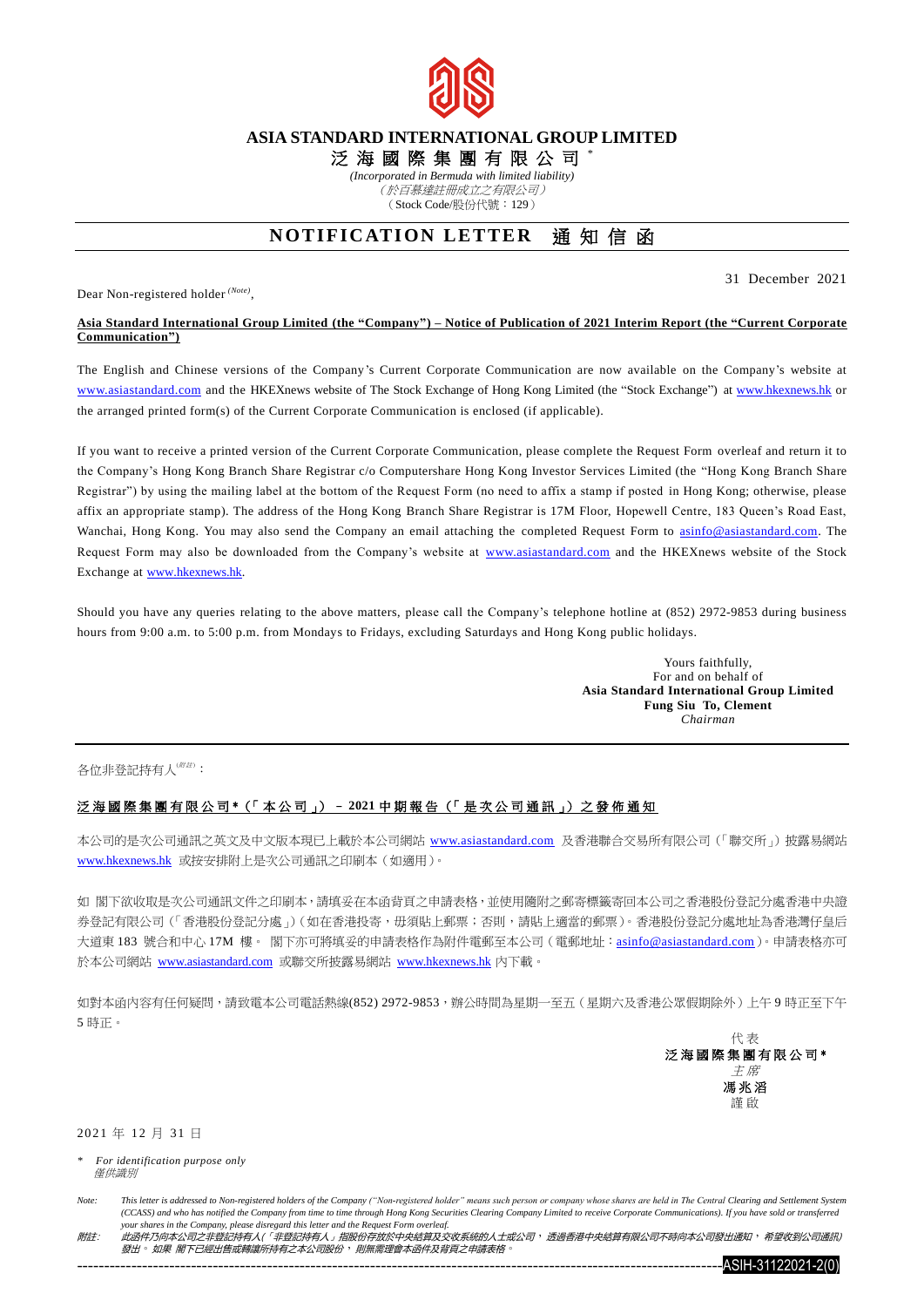# ASIA STANDARD INTERNATIONAL GROUP LIMITED

# 泛 海 國 際 集 團 有 限 公 司 *

*(Incorporated in Bermuda with limited liability)*

*（於百慕達註冊成立之有限公司）*

（Stock Code/股份代號：129）

## NOTIFICATION LETTER 通 知 信 函

31 December 2021

Dear Non-registered holder [(Note)],

**Asia Standard International Group Limited (the "Company") – Notice of Publication of 2021 Interim Report (the "Current Corporate Communication")**

The English and Chinese versions of the Company's Current Corporate Communication are now available on the Company's website at www.asiastandard.com and the HKEXnews website of The Stock Exchange of Hong Kong Limited (the "Stock Exchange") at www.hkexnews.hk or the arranged printed form(s) of the Current Corporate Communication is enclosed (if applicable).

If you want to receive a printed version of the Current Corporate Communication, please complete the Request Form overleaf and return it to the Company's Hong Kong Branch Share Registrar c/o Computershare Hong Kong Investor Services Limited (the "Hong Kong Branch Share Registrar") by using the mailing label at the bottom of the Request Form (no need to affix a stamp if posted in Hong Kong; otherwise, please affix an appropriate stamp). The address of the Hong Kong Branch Share Registrar is 17M Floor, Hopewell Centre, 183 Queen's Road East, Wanchai, Hong Kong. You may also send the Company an email attaching the completed Request Form to asinfo@asiastandard.com. The Request Form may also be downloaded from the Company's website at www.asiastandard.com and the HKEXnews website of the Stock Exchange at www.hkexnews.hk.

Should you have any queries relating to the above matters, please call the Company's telephone hotline at (852) 2972-9853 during business hours from 9:00 a.m. to 5:00 p.m. from Mondays to Fridays, excluding Saturdays and Hong Kong public holidays.

Yours faithfully,
For and on behalf of
**Asia Standard International Group Limited**
**Fung Siu To, Clement**
*Chairman*

---

各位非登記持有人[(附註)]：

**泛海國際集團有限公司*（「本公司」）－ 2021 中期報告（「是次公司通訊」）之發佈通知**

本公司的是次公司通訊之英文及中文版本現已上載於本公司網站 www.asiastandard.com 及香港聯合交易所有限公司（「聯交所」）披露易網站 www.hkexnews.hk 或按安排附上是次公司通訊之印刷本（如適用）。

如 閣下欲收取是次公司通訊文件之印刷本，請填妥在本函背頁之申請表格，並使用隨附之郵寄標籤寄回本公司之香港股份登記分處香港中央證券登記有限公司（「香港股份登記分處」）（如在香港投寄，毋須貼上郵票；否則，請貼上適當的郵票）。香港股份登記分處地址為香港灣仔皇后大道東 183 號合和中心 17M 樓。 閣下亦可將填妥的申請表格作為附件電郵至本公司（電郵地址：asinfo@asiastandard.com）。申請表格亦可於本公司網站 www.asiastandard.com 或聯交所披露易網站 www.hkexnews.hk 內下載。

如對本函內容有任何疑問，請致電本公司電話熱線(852) 2972-9853，辦公時間為星期一至五（星期六及香港公眾假期除外）上午 9 時正至下午 5 時正。

代表
**泛海國際集團有限公司***
*主席*
**馮兆滔**
謹啟

2021 年 12 月 31 日

\* *For identification purpose only*
*僅供識別*

*Note: This letter is addressed to Non-registered holders of the Company ("Non-registered holder" means such person or company whose shares are held in The Central Clearing and Settlement System (CCASS) and who has notified the Company from time to time through Hong Kong Securities Clearing Company Limited to receive Corporate Communications). If you have sold or transferred your shares in the Company, please disregard this letter and the Request Form overleaf.*

*附註： 此函件乃向本公司之非登記持有人(「非登記持有人」指股份存放於中央結算及交收系統的人士或公司， 透過香港中央結算有限公司不時向本公司發出通知， 希望收到公司通訊)發出。 如果 閣下已經出售或轉讓所持有之本公司股份， 則無需理會本函件及背頁之申請表格。*

ASIH-31122021-2(0)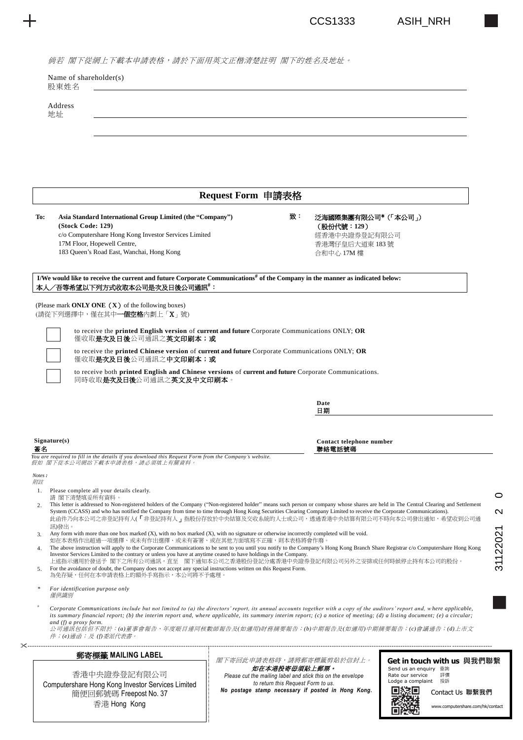倘若 閣下從網上下載本申請表格，請於下面用英文正楷清楚註明 閣下的姓名及地址。

Name of shareholder(s)
股東姓名 ______________________________

Address
地址 ______________________________

______________________________

# Request Form 申請表格

**To: Asia Standard International Group Limited (the "Company")**
**(Stock Code: 129)**
c/o Computershare Hong Kong Investor Services Limited
17M Floor, Hopewell Centre,
183 Queen's Road East, Wanchai, Hong Kong

**致： 泛海國際集團有限公司\*（「本公司」）**
**（股份代號：129）**
經香港中央證券登記有限公司
香港灣仔皇后大道東 183 號
合和中心 17M 樓

**I/We would like to receive the current and future Corporate Communications[#] of the Company in the manner as indicated below:**
**本人／吾等希望以下列方式收取本公司是次及日後公司通訊[#]：**

(Please mark **ONLY ONE** (**X**) of the following boxes)
(請從下列選擇中，僅在其中**一個空格**內劃上「**X**」號)

☐ to receive the **printed English version** of **current and future** Corporate Communications ONLY; **OR**
僅收取**是次及日後**公司通訊之**英文印刷本；或**

☐ to receive the **printed Chinese version** of **current and future** Corporate Communications ONLY; **OR**
僅收取**是次及日後**公司通訊之**中文印刷本；或**

☐ to receive both **printed English and Chinese versions** of **current and future** Corporate Communications.
同時收取**是次及日後**公司通訊之**英文及中文印刷本**。

**Date**
**日期** ______________________________

**Signature(s)**
**簽名** ______________________________

**Contact telephone number**
**聯絡電話號碼** ______________________________

*You are required to fill in the details if you download this Request Form from the Company's website.*
*假如 閣下從本公司網站下載本申請表格，請必須填上有關資料。*

*Notes :*
*附註*

1. Please complete all your details clearly.
請 閣下清楚填妥所有資料。
2. This letter is addressed to Non-registered holders of the Company ("Non-registered holder" means such person or company whose shares are held in The Central Clearing and Settlement System (CCASS) and who has notified the Company from time to time through Hong Kong Securities Clearing Company Limited to receive the Corporate Communications).
此函件乃向本公司之非登記持有人(「非登記持有人」指股份存放於中央結算及交收系統的人士或公司，透過香港中央結算有限公司不時向本公司發出通知，希望收到公司通訊)發出。
3. Any form with more than one box marked (X), with no box marked (X), with no signature or otherwise incorrectly completed will be void.
如在本表格作出超過一項選擇、或未有作出選擇、或未有簽署、或在其他方面填寫不正確，則本表格將會作廢。
4. The above instruction will apply to the Corporate Communications to be sent to you until you notify to the Company's Hong Kong Branch Share Registrar c/o Computershare Hong Kong Investor Services Limited to the contrary or unless you have at anytime ceased to have holdings in the Company.
上述指示適用於發送予 閣下之所有公司通訊，直至 閣下通知本公司之香港股份登記分處香港中央證券登記有限公司另外之安排或任何時候停止持有本公司的股份。
5. For the avoidance of doubt, the Company does not accept any special instructions written on this Request Form.
為免存疑，任何在本申請表格上的額外手寫指示，本公司將不予處理。

\* *For identification purpose only*
*僅供識別*

[#] *Corporate Communications include but not limited to (a) the directors' report, its annual accounts together with a copy of the auditors' report and, where applicable, its summary financial report; (b) the interim report and, where applicable, its summary interim report; (c) a notice of meeting; (d) a listing document; (e) a circular; and (f) a proxy form.*
*公司通訊包括但不限於：(a)董事會報告、年度賬目連同核數師報告及(如適用)財務摘要報告；(b)中期報告及(如適用)中期摘要報告；(c)會議通告；(d)上市文件；(e)通函；及 (f)委派代表書。*

---

**郵寄標籤 MAILING LABEL**

香港中央證券登記有限公司
Computershare Hong Kong Investor Services Limited
簡便回郵號碼 Freepost No. 37
香港 Hong Kong

*閣下寄回此申請表格時，請將郵寄標籤剪貼於信封上。*
***如在本港投寄毋須貼上郵票。***
*Please cut the mailing label and stick this on the envelope to return this Request Form to us.*
***No postage stamp necessary if posted in Hong Kong.***

**Get in touch with us 與我們聯繫**
Send us an enquiry 垂詢
Rate our service 評價
Lodge a complaint 投訴
Contact Us 聯繫我們
www.computershare.com/hk/contact